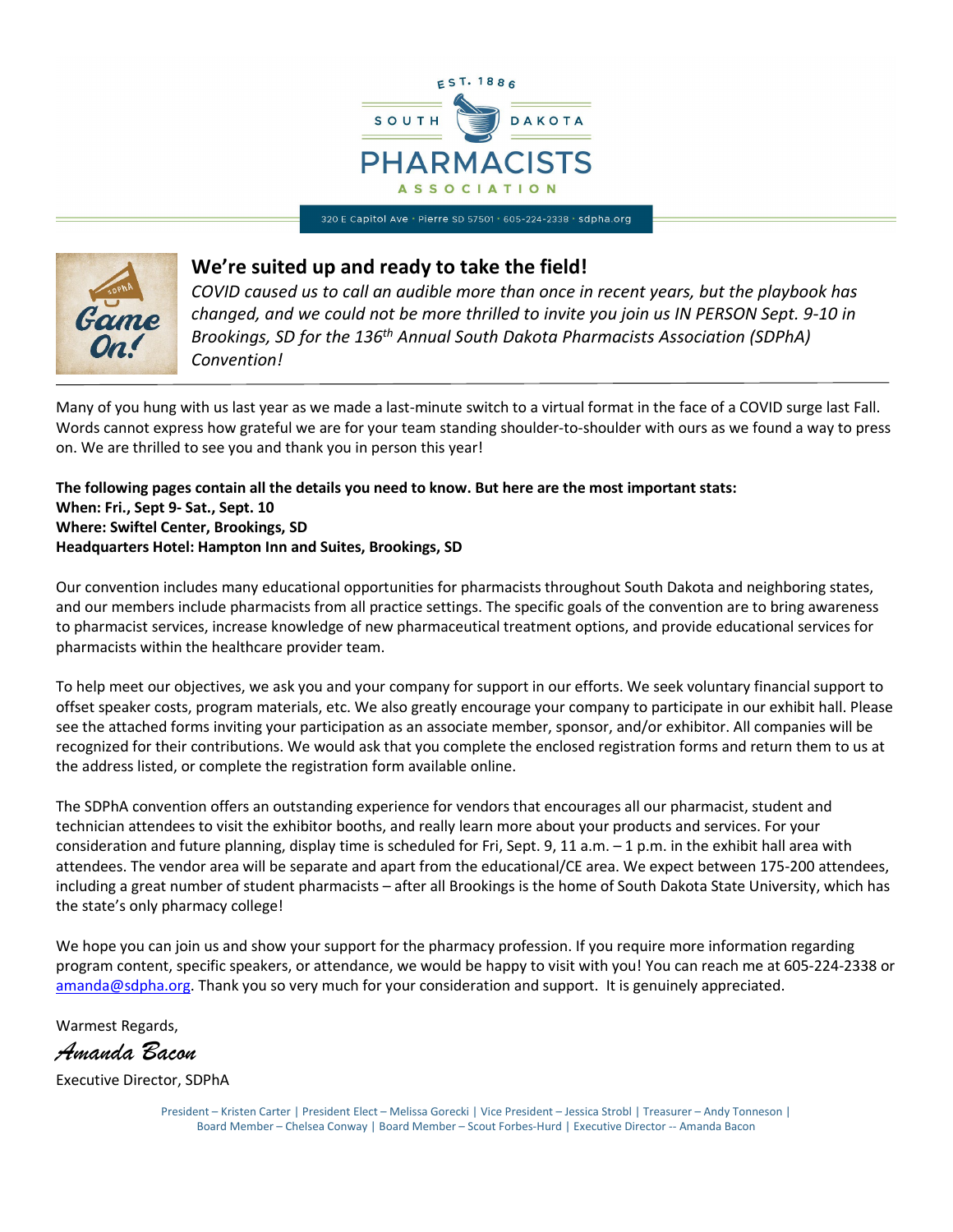EST. 1886

SOUTH DAKOTA PHARMACISTS ASSOCIATION

320 E Capitol Ave · Pierre SD 57501 · 605-224-2338 · sdpha.org

## We're suited up and ready to take the field!

*COVID caused us to call an audible more than once in recent years, but the playbook has changed, and we could not be more thrilled to invite you join us IN PERSON Sept. 9-10 in Brookings, SD for the 136th Annual South Dakota Pharmacists Association (SDPhA) Convention!*

Many of you hung with us last year as we made a last-minute switch to a virtual format in the face of a COVID surge last Fall. Words cannot express how grateful we are for your team standing shoulder-to-shoulder with ours as we found a way to press on. We are thrilled to see you and thank you in person this year!

**The following pages contain all the details you need to know. But here are the most important stats:**
**When: Fri., Sept 9- Sat., Sept. 10**
**Where: Swiftel Center, Brookings, SD**
**Headquarters Hotel: Hampton Inn and Suites, Brookings, SD**

Our convention includes many educational opportunities for pharmacists throughout South Dakota and neighboring states, and our members include pharmacists from all practice settings. The specific goals of the convention are to bring awareness to pharmacist services, increase knowledge of new pharmaceutical treatment options, and provide educational services for pharmacists within the healthcare provider team.

To help meet our objectives, we ask you and your company for support in our efforts. We seek voluntary financial support to offset speaker costs, program materials, etc. We also greatly encourage your company to participate in our exhibit hall. Please see the attached forms inviting your participation as an associate member, sponsor, and/or exhibitor. All companies will be recognized for their contributions. We would ask that you complete the enclosed registration forms and return them to us at the address listed, or complete the registration form available online.

The SDPhA convention offers an outstanding experience for vendors that encourages all our pharmacist, student and technician attendees to visit the exhibitor booths, and really learn more about your products and services. For your consideration and future planning, display time is scheduled for Fri, Sept. 9, 11 a.m. – 1 p.m. in the exhibit hall area with attendees. The vendor area will be separate and apart from the educational/CE area. We expect between 175-200 attendees, including a great number of student pharmacists – after all Brookings is the home of South Dakota State University, which has the state's only pharmacy college!

We hope you can join us and show your support for the pharmacy profession. If you require more information regarding program content, specific speakers, or attendance, we would be happy to visit with you! You can reach me at 605-224-2338 or amanda@sdpha.org. Thank you so very much for your consideration and support. It is genuinely appreciated.

Warmest Regards,

*Amanda Bacon*

Executive Director, SDPhA

President – Kristen Carter | President Elect – Melissa Gorecki | Vice President – Jessica Strobl | Treasurer – Andy Tonneson | Board Member – Chelsea Conway | Board Member – Scout Forbes-Hurd | Executive Director -- Amanda Bacon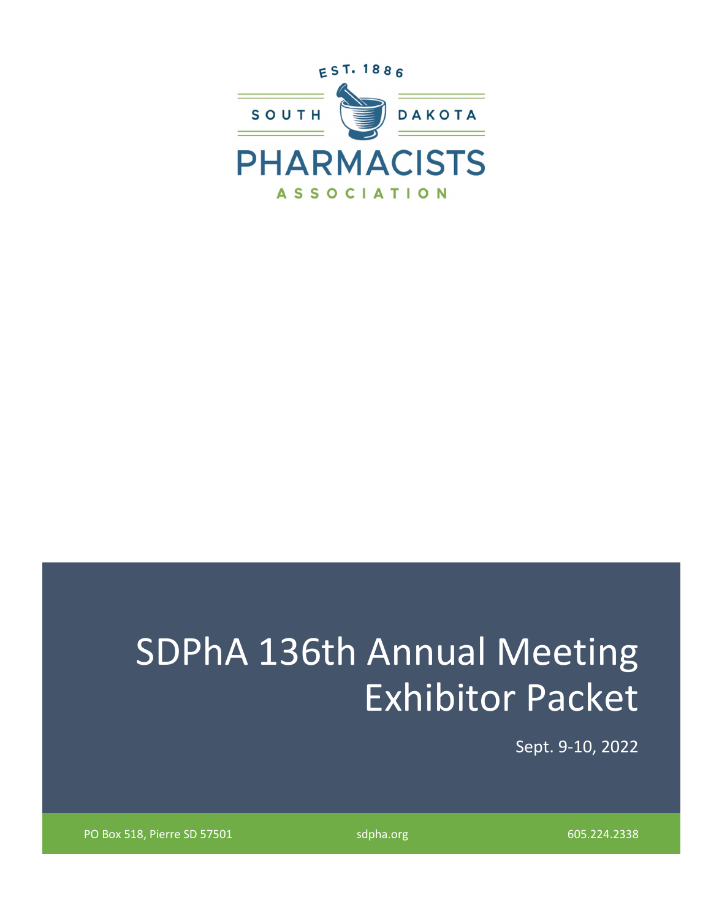EST. 1886

SOUTH DAKOTA

PHARMACISTS

ASSOCIATION

# SDPhA 136th Annual Meeting Exhibitor Packet

Sept. 9-10, 2022

PO Box 518, Pierre SD 57501

sdpha.org

605.224.2338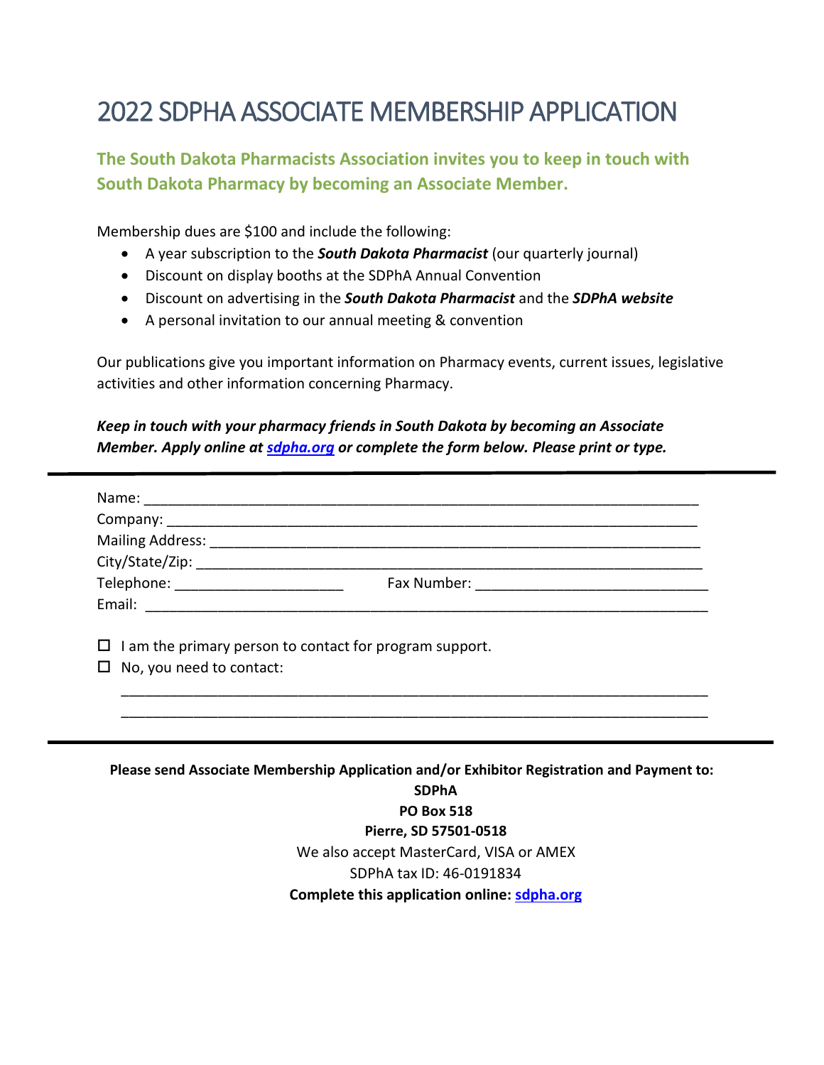# 2022 SDPHA ASSOCIATE MEMBERSHIP APPLICATION

**The South Dakota Pharmacists Association invites you to keep in touch with South Dakota Pharmacy by becoming an Associate Member.**

Membership dues are $100 and include the following:

- A year subscription to the ***South Dakota Pharmacist*** (our quarterly journal)
- Discount on display booths at the SDPhA Annual Convention
- Discount on advertising in the ***South Dakota Pharmacist*** and the ***SDPhA website***
- A personal invitation to our annual meeting & convention

Our publications give you important information on Pharmacy events, current issues, legislative activities and other information concerning Pharmacy.

***Keep in touch with your pharmacy friends in South Dakota by becoming an Associate Member. Apply online at [sdpha.org](sdpha.org) or complete the form below. Please print or type.***

---

Name: ___________________________________________________________________________

Company: ________________________________________________________________________

Mailing Address: __________________________________________________________________

City/State/Zip: ____________________________________________________________________

Telephone: _____________________ Fax Number: ____________________________

Email: ____________________________________________________________________________

☐ I am the primary person to contact for program support.

☐ No, you need to contact:

___________________________________________________________________________

___________________________________________________________________________

---

**Please send Associate Membership Application and/or Exhibitor Registration and Payment to:**

**SDPhA**

**PO Box 518**

**Pierre, SD 57501-0518**

We also accept MasterCard, VISA or AMEX

SDPhA tax ID: 46-0191834

**Complete this application online: [sdpha.org](sdpha.org)**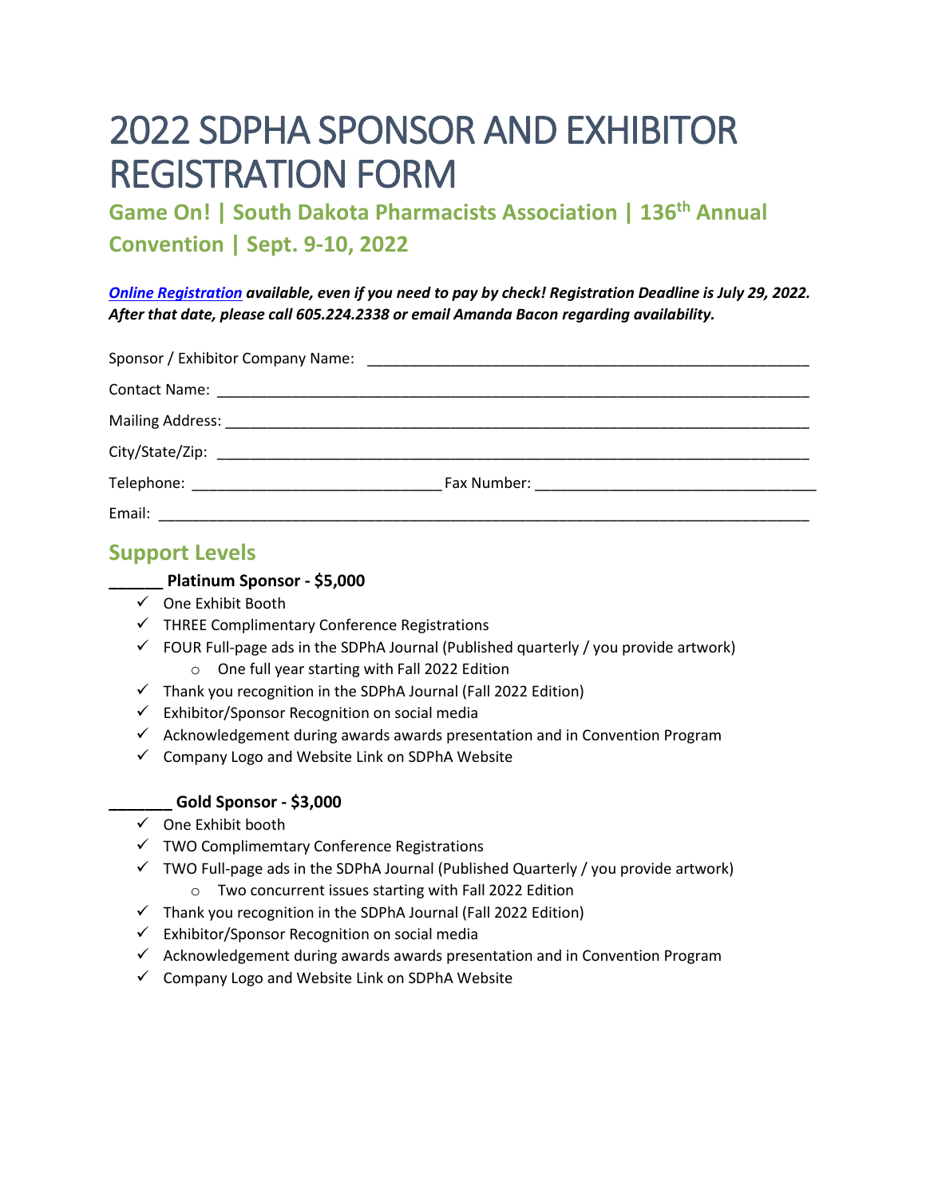# 2022 SDPHA SPONSOR AND EXHIBITOR REGISTRATION FORM

## Game On! | South Dakota Pharmacists Association | 136th Annual Convention | Sept. 9-10, 2022

***Online Registration available, even if you need to pay by check! Registration Deadline is July 29, 2022. After that date, please call 605.224.2338 or email Amanda Bacon regarding availability.***

Sponsor / Exhibitor Company Name: ______________________________________________________

Contact Name: ______________________________________________________________________

Mailing Address: _____________________________________________________________________

City/State/Zip: ______________________________________________________________________

Telephone: ____________________________ Fax Number: _________________________________

Email: _____________________________________________________________________________

## Support Levels

**______ Platinum Sponsor - $5,000**

- ✓ One Exhibit Booth
- ✓ THREE Complimentary Conference Registrations
- ✓ FOUR Full-page ads in the SDPhA Journal (Published quarterly / you provide artwork)
  - One full year starting with Fall 2022 Edition
- ✓ Thank you recognition in the SDPhA Journal (Fall 2022 Edition)
- ✓ Exhibitor/Sponsor Recognition on social media
- ✓ Acknowledgement during awards awards presentation and in Convention Program
- ✓ Company Logo and Website Link on SDPhA Website

**_______ Gold Sponsor - $3,000**

- ✓ One Exhibit booth
- ✓ TWO Complimemtary Conference Registrations
- ✓ TWO Full-page ads in the SDPhA Journal (Published Quarterly / you provide artwork)
  - Two concurrent issues starting with Fall 2022 Edition
- ✓ Thank you recognition in the SDPhA Journal (Fall 2022 Edition)
- ✓ Exhibitor/Sponsor Recognition on social media
- ✓ Acknowledgement during awards awards presentation and in Convention Program
- ✓ Company Logo and Website Link on SDPhA Website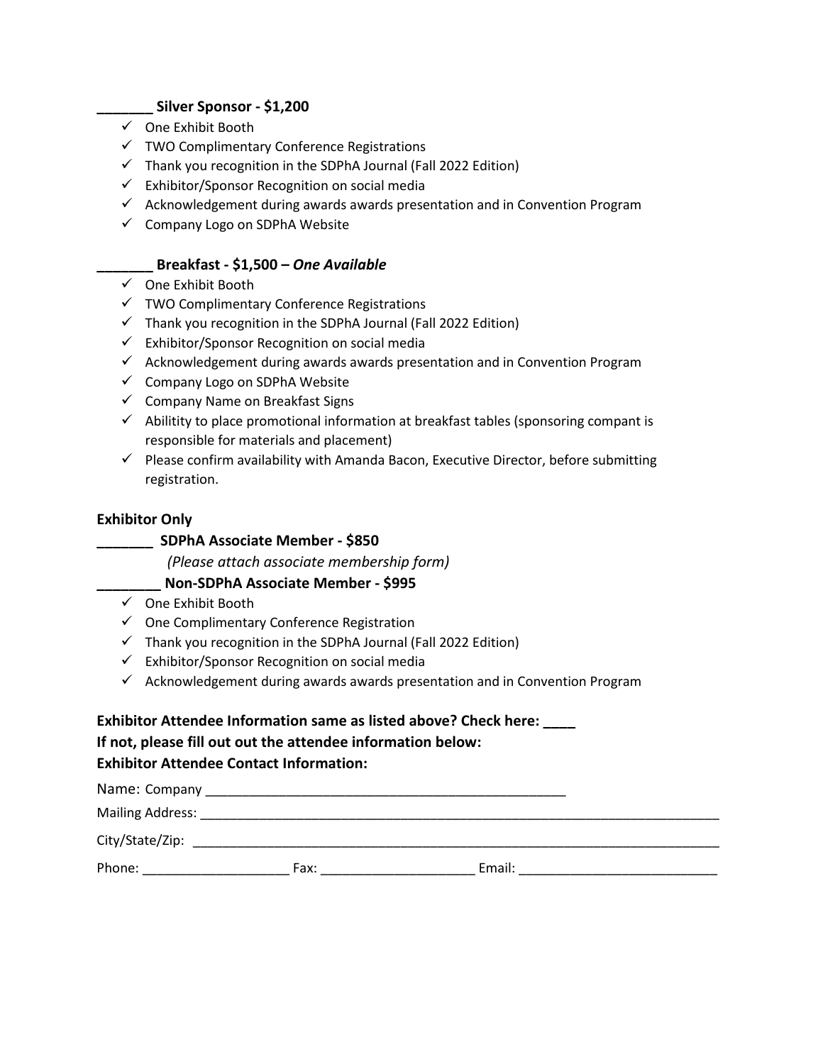**_______ Silver Sponsor - $1,200**

- ✓ One Exhibit Booth
- ✓ TWO Complimentary Conference Registrations
- ✓ Thank you recognition in the SDPhA Journal (Fall 2022 Edition)
- ✓ Exhibitor/Sponsor Recognition on social media
- ✓ Acknowledgement during awards awards presentation and in Convention Program
- ✓ Company Logo on SDPhA Website

**_______ Breakfast - $1,500 – *One Available***

- ✓ One Exhibit Booth
- ✓ TWO Complimentary Conference Registrations
- ✓ Thank you recognition in the SDPhA Journal (Fall 2022 Edition)
- ✓ Exhibitor/Sponsor Recognition on social media
- ✓ Acknowledgement during awards awards presentation and in Convention Program
- ✓ Company Logo on SDPhA Website
- ✓ Company Name on Breakfast Signs
- ✓ Abilitity to place promotional information at breakfast tables (sponsoring compant is responsible for materials and placement)
- ✓ Please confirm availability with Amanda Bacon, Executive Director, before submitting registration.

**Exhibitor Only**

**_______ SDPhA Associate Member - $850**

*(Please attach associate membership form)*

**________ Non-SDPhA Associate Member - $995**

- ✓ One Exhibit Booth
- ✓ One Complimentary Conference Registration
- ✓ Thank you recognition in the SDPhA Journal (Fall 2022 Edition)
- ✓ Exhibitor/Sponsor Recognition on social media
- ✓ Acknowledgement during awards awards presentation and in Convention Program

**Exhibitor Attendee Information same as listed above? Check here: ____**

**If not, please fill out out the attendee information below:**

**Exhibitor Attendee Contact Information:**

Name: Company ___________________________________________________

Mailing Address: __________________________________________________________________________

City/State/Zip: ___________________________________________________________________________

Phone: ____________________ Fax: _____________________ Email: ___________________________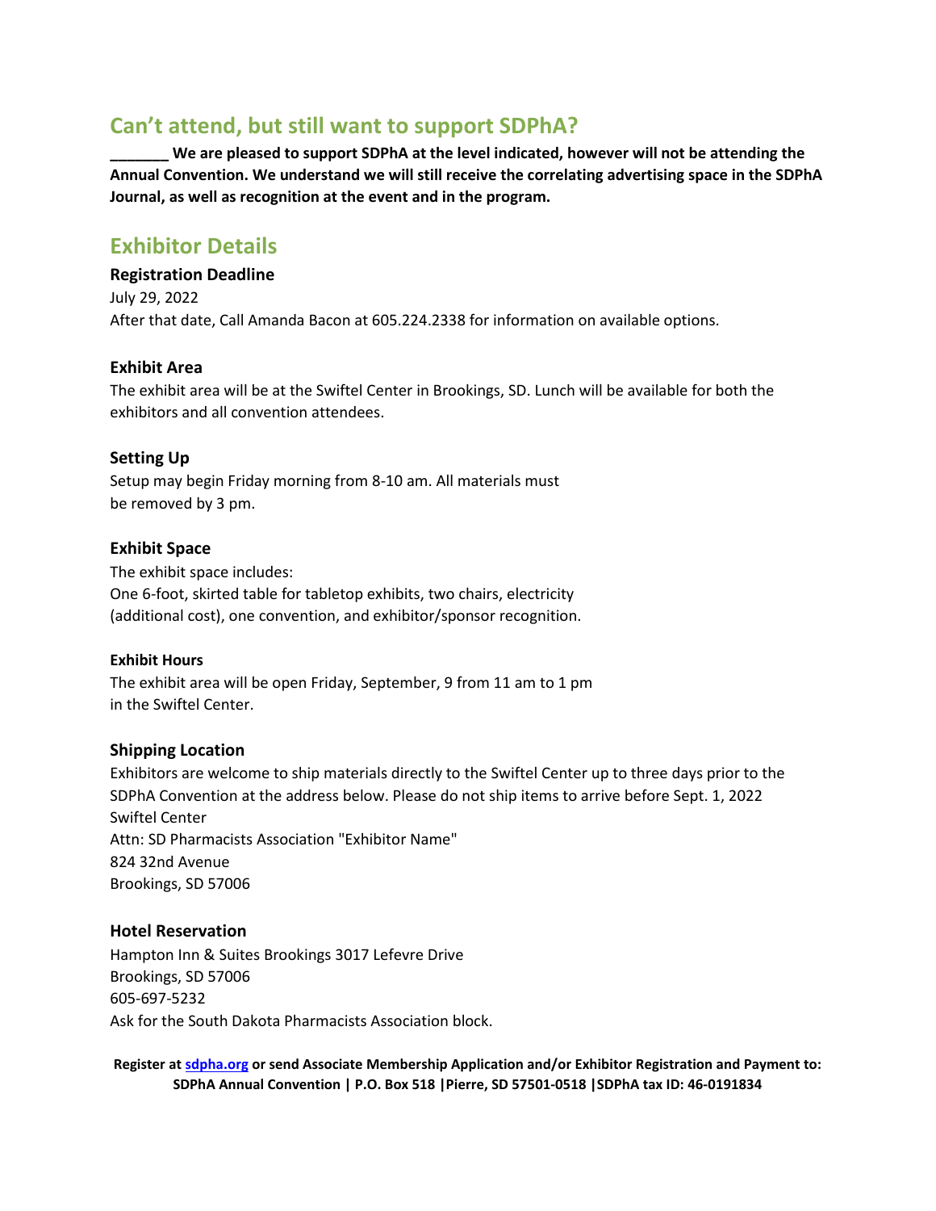## Can't attend, but still want to support SDPhA?

**_______ We are pleased to support SDPhA at the level indicated, however will not be attending the Annual Convention. We understand we will still receive the correlating advertising space in the SDPhA Journal, as well as recognition at the event and in the program.**

## Exhibitor Details

### Registration Deadline

July 29, 2022
After that date, Call Amanda Bacon at 605.224.2338 for information on available options.

### Exhibit Area

The exhibit area will be at the Swiftel Center in Brookings, SD. Lunch will be available for both the exhibitors and all convention attendees.

### Setting Up

Setup may begin Friday morning from 8-10 am. All materials must be removed by 3 pm.

### Exhibit Space

The exhibit space includes:
One 6-foot, skirted table for tabletop exhibits, two chairs, electricity (additional cost), one convention, and exhibitor/sponsor recognition.

#### Exhibit Hours

The exhibit area will be open Friday, September, 9 from 11 am to 1 pm in the Swiftel Center.

### Shipping Location

Exhibitors are welcome to ship materials directly to the Swiftel Center up to three days prior to the SDPhA Convention at the address below. Please do not ship items to arrive before Sept. 1, 2022
Swiftel Center
Attn: SD Pharmacists Association "Exhibitor Name"
824 32nd Avenue
Brookings, SD 57006

### Hotel Reservation

Hampton Inn & Suites Brookings 3017 Lefevre Drive
Brookings, SD 57006
605-697-5232
Ask for the South Dakota Pharmacists Association block.

**Register at [sdpha.org](sdpha.org) or send Associate Membership Application and/or Exhibitor Registration and Payment to: SDPhA Annual Convention | P.O. Box 518 |Pierre, SD 57501-0518 |SDPhA tax ID: 46-0191834**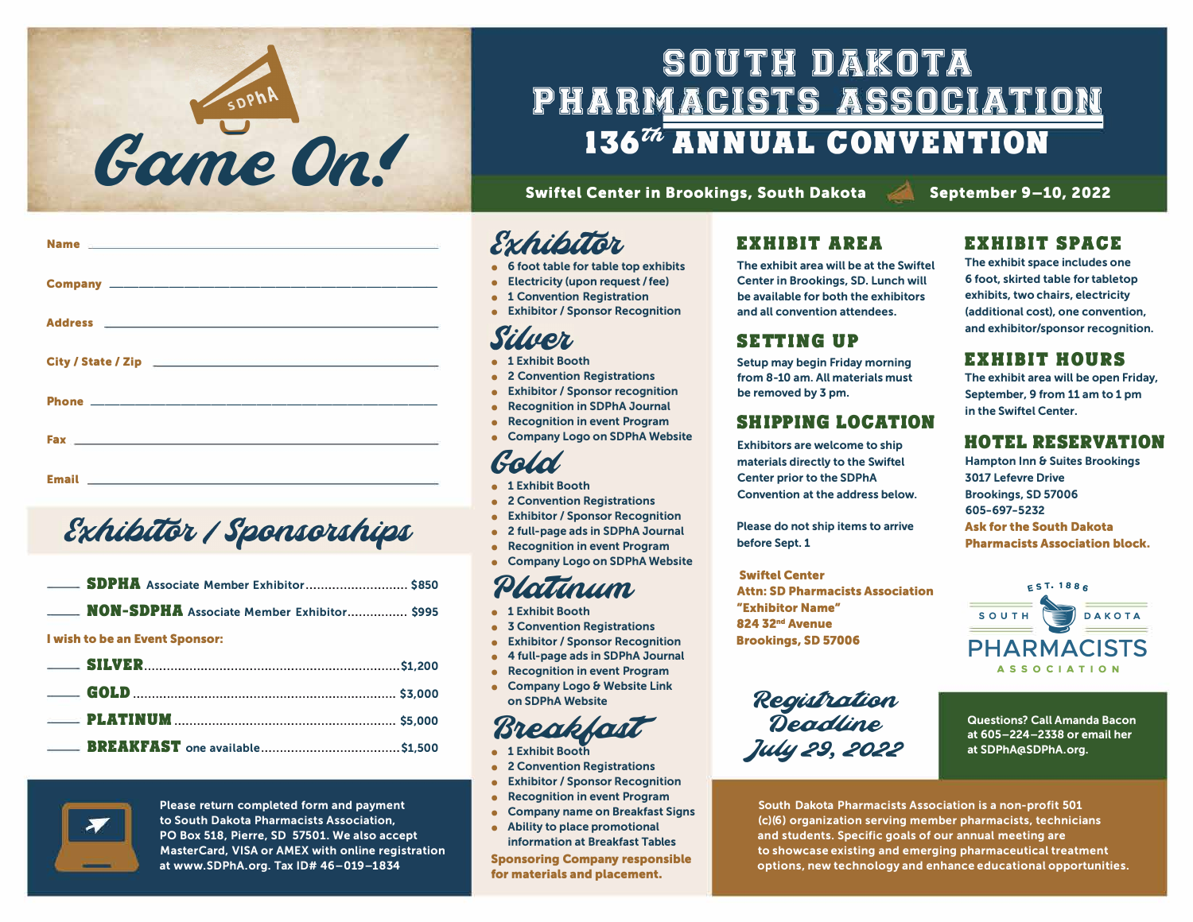# Game On!

# SOUTH DAKOTA PHARMACISTS ASSOCIATION 136th ANNUAL CONVENTION

**Swiftel Center in Brookings, South Dakota** | **September 9–10, 2022**

Name ______________________________

Company ______________________________

Address ______________________________

City / State / Zip ______________________________

Phone ______________________________

Fax ______________________________

Email ______________________________

## Exhibitor / Sponsorships

____ **SDPHA** Associate Member Exhibitor.......................... $850

____ **NON-SDPHA** Associate Member Exhibitor................ $995

I wish to be an Event Sponsor:

____ **SILVER**.................................................................$1,200

____ **GOLD** ................................................................... $3,000

____ **PLATINUM** ......................................................... $5,000

____ **BREAKFAST** one available....................................$1,500

Please return completed form and payment to South Dakota Pharmacists Association, PO Box 518, Pierre, SD 57501. We also accept MasterCard, VISA or AMEX with online registration at www.SDPhA.org. Tax ID# 46–019–1834

## Exhibitor

- 6 foot table for table top exhibits
- Electricity (upon request / fee)
- 1 Convention Registration
- Exhibitor / Sponsor Recognition

## Silver

- 1 Exhibit Booth
- 2 Convention Registrations
- Exhibitor / Sponsor recognition
- Recognition in SDPhA Journal
- Recognition in event Program
- Company Logo on SDPhA Website

## Gold

- 1 Exhibit Booth
- 2 Convention Registrations
- Exhibitor / Sponsor Recognition
- 2 full-page ads in SDPhA Journal
- Recognition in event Program
- Company Logo on SDPhA Website

## Platinum

- 1 Exhibit Booth
- 3 Convention Registrations
- Exhibitor / Sponsor Recognition
- 4 full-page ads in SDPhA Journal
- Recognition in event Program
- Company Logo & Website Link on SDPhA Website

## Breakfast

- 1 Exhibit Booth
- 2 Convention Registrations
- Exhibitor / Sponsor Recognition
- Recognition in event Program
- Company name on Breakfast Signs
- Ability to place promotional information at Breakfast Tables

**Sponsoring Company responsible for materials and placement.**

## EXHIBIT AREA

The exhibit area will be at the Swiftel Center in Brookings, SD. Lunch will be available for both the exhibitors and all convention attendees.

## SETTING UP

Setup may begin Friday morning from 8-10 am. All materials must be removed by 3 pm.

## SHIPPING LOCATION

Exhibitors are welcome to ship materials directly to the Swiftel Center prior to the SDPhA Convention at the address below.

Please do not ship items to arrive before Sept. 1

**Swiftel Center**
**Attn: SD Pharmacists Association**
**"Exhibitor Name"**
**824 32nd Avenue**
**Brookings, SD 57006**

## Registration Deadline July 29, 2022

## EXHIBIT SPACE

The exhibit space includes one 6 foot, skirted table for tabletop exhibits, two chairs, electricity (additional cost), one convention, and exhibitor/sponsor recognition.

## EXHIBIT HOURS

The exhibit area will be open Friday, September, 9 from 11 am to 1 pm in the Swiftel Center.

## HOTEL RESERVATION

Hampton Inn & Suites Brookings
3017 Lefevre Drive
Brookings, SD 57006
605-697-5232
**Ask for the South Dakota Pharmacists Association block.**

EST. 1886 SOUTH DAKOTA PHARMACISTS ASSOCIATION

Questions? Call Amanda Bacon at 605–224–2338 or email her at SDPhA@SDPhA.org.

South Dakota Pharmacists Association is a non-profit 501 (c)(6) organization serving member pharmacists, technicians and students. Specific goals of our annual meeting are to showcase existing and emerging pharmaceutical treatment options, new technology and enhance educational opportunities.